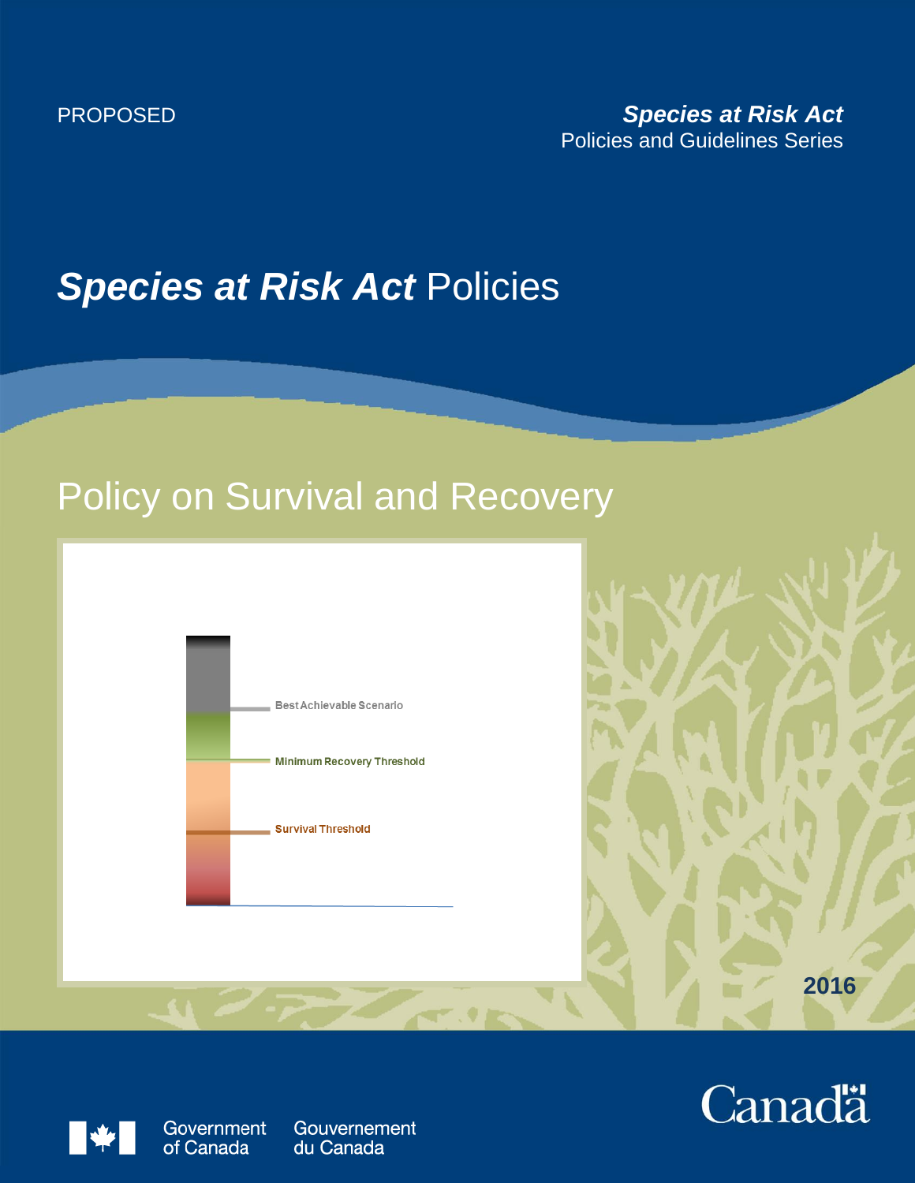PROPOSED

***Species at Risk Act***
Policies and Guidelines Series

# ***Species at Risk Act*** Policies

## Policy on Survival and Recovery

Best Achievable Scenario

Minimum Recovery Threshold

Survival Threshold

2016

Government of Canada
Gouvernement du Canada

Canada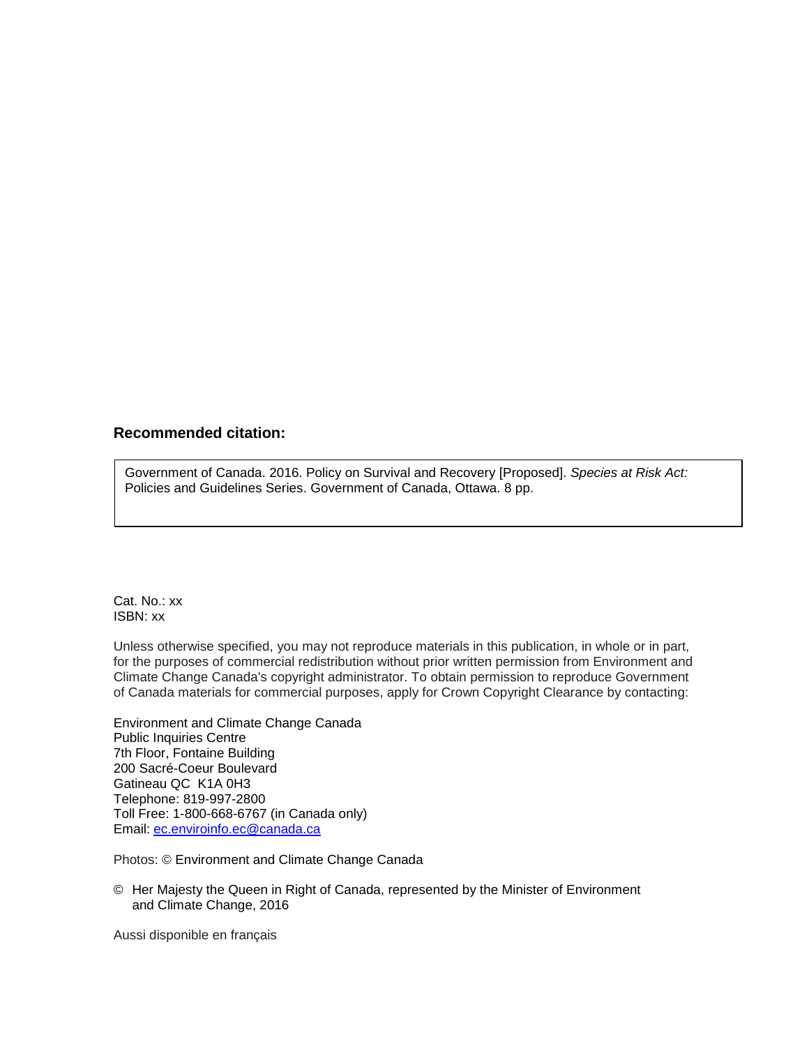**Recommended citation:**

Government of Canada. 2016. Policy on Survival and Recovery [Proposed]. *Species at Risk Act:* Policies and Guidelines Series. Government of Canada, Ottawa. 8 pp.

Cat. No.: xx
ISBN: xx

Unless otherwise specified, you may not reproduce materials in this publication, in whole or in part, for the purposes of commercial redistribution without prior written permission from Environment and Climate Change Canada's copyright administrator. To obtain permission to reproduce Government of Canada materials for commercial purposes, apply for Crown Copyright Clearance by contacting:

Environment and Climate Change Canada
Public Inquiries Centre
7th Floor, Fontaine Building
200 Sacré-Coeur Boulevard
Gatineau QC  K1A 0H3
Telephone: 819-997-2800
Toll Free: 1-800-668-6767 (in Canada only)
Email: ec.enviroinfo.ec@canada.ca

Photos: © Environment and Climate Change Canada

© Her Majesty the Queen in Right of Canada, represented by the Minister of Environment and Climate Change, 2016

Aussi disponible en français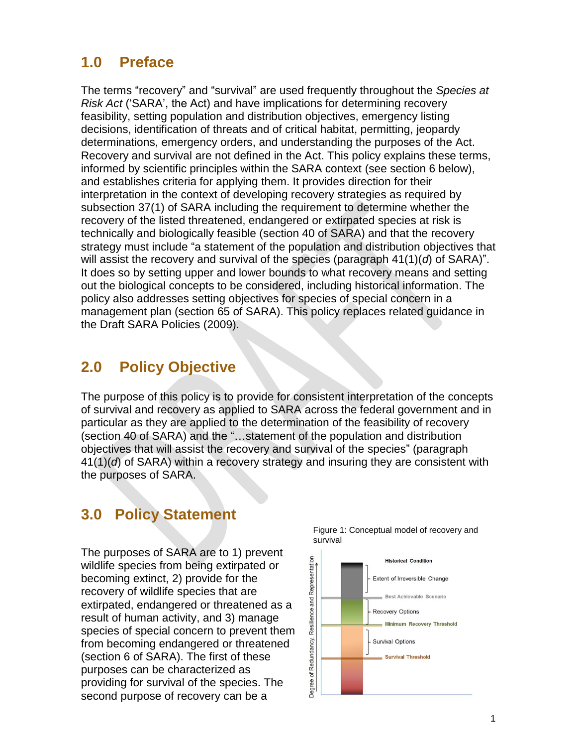## 1.0 Preface

The terms “recovery” and “survival” are used frequently throughout the *Species at Risk Act* (‘SARA’, the Act) and have implications for determining recovery feasibility, setting population and distribution objectives, emergency listing decisions, identification of threats and of critical habitat, permitting, jeopardy determinations, emergency orders, and understanding the purposes of the Act. Recovery and survival are not defined in the Act. This policy explains these terms, informed by scientific principles within the SARA context (see section 6 below), and establishes criteria for applying them. It provides direction for their interpretation in the context of developing recovery strategies as required by subsection 37(1) of SARA including the requirement to determine whether the recovery of the listed threatened, endangered or extirpated species at risk is technically and biologically feasible (section 40 of SARA) and that the recovery strategy must include “a statement of the population and distribution objectives that will assist the recovery and survival of the species (paragraph 41(1)(*d*) of SARA)”. It does so by setting upper and lower bounds to what recovery means and setting out the biological concepts to be considered, including historical information. The policy also addresses setting objectives for species of special concern in a management plan (section 65 of SARA). This policy replaces related guidance in the Draft SARA Policies (2009).

## 2.0 Policy Objective

The purpose of this policy is to provide for consistent interpretation of the concepts of survival and recovery as applied to SARA across the federal government and in particular as they are applied to the determination of the feasibility of recovery (section 40 of SARA) and the “…statement of the population and distribution objectives that will assist the recovery and survival of the species” (paragraph 41(1)(*d*) of SARA) within a recovery strategy and insuring they are consistent with the purposes of SARA.

## 3.0 Policy Statement

The purposes of SARA are to 1) prevent wildlife species from being extirpated or becoming extinct, 2) provide for the recovery of wildlife species that are extirpated, endangered or threatened as a result of human activity, and 3) manage species of special concern to prevent them from becoming endangered or threatened (section 6 of SARA). The first of these purposes can be characterized as providing for survival of the species. The second purpose of recovery can be a

Figure 1: Conceptual model of recovery and survival

Degree of Redundancy, Resilience and Representation

Historical Condition

Extent of Irreversible Change

Best Achievable Scenario

Recovery Options

Minimum Recovery Threshold

Survival Options

Survival Threshold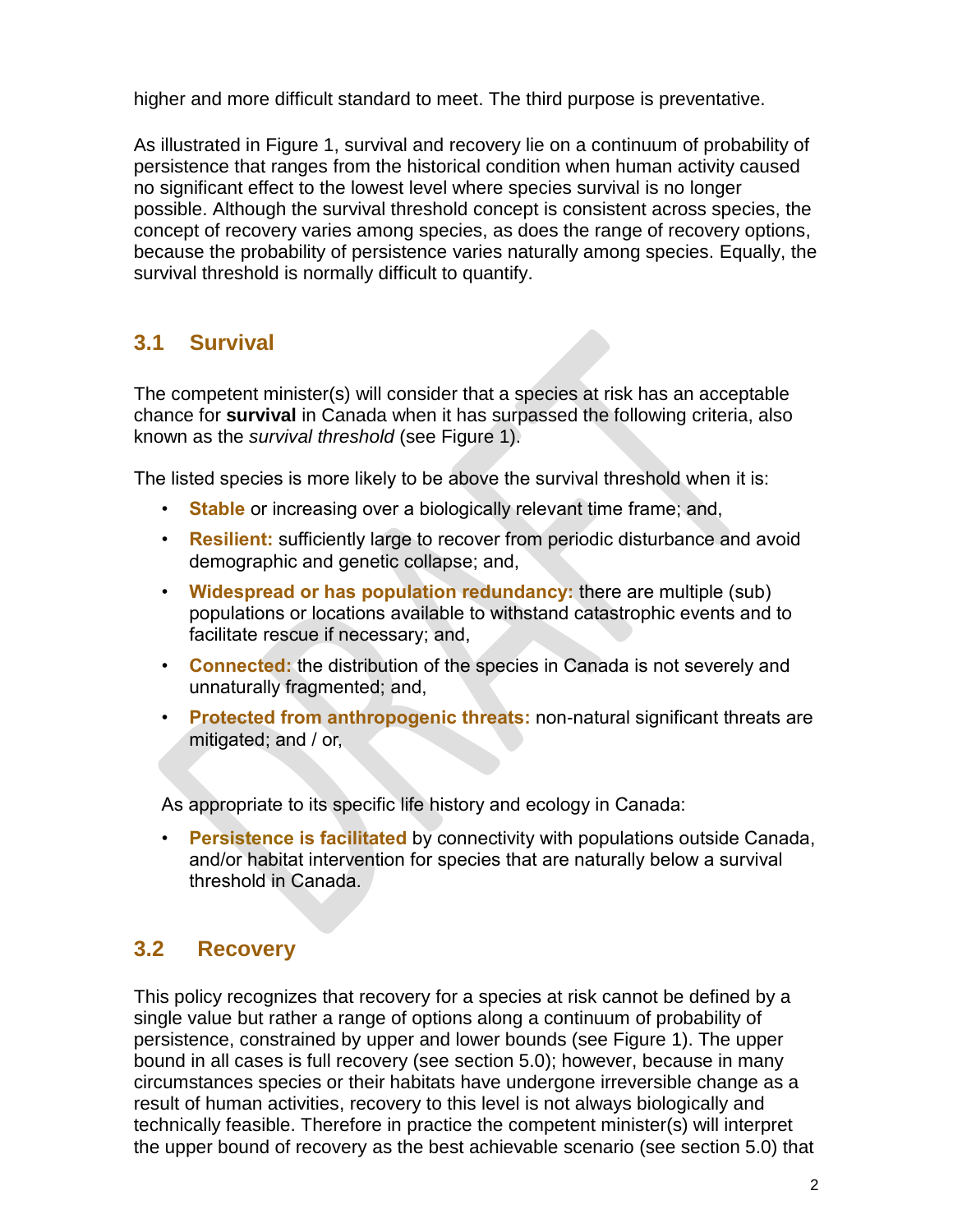higher and more difficult standard to meet. The third purpose is preventative.

As illustrated in Figure 1, survival and recovery lie on a continuum of probability of persistence that ranges from the historical condition when human activity caused no significant effect to the lowest level where species survival is no longer possible. Although the survival threshold concept is consistent across species, the concept of recovery varies among species, as does the range of recovery options, because the probability of persistence varies naturally among species. Equally, the survival threshold is normally difficult to quantify.

## 3.1 Survival

The competent minister(s) will consider that a species at risk has an acceptable chance for **survival** in Canada when it has surpassed the following criteria, also known as the *survival threshold* (see Figure 1).

The listed species is more likely to be above the survival threshold when it is:

- **Stable** or increasing over a biologically relevant time frame; and,
- **Resilient:** sufficiently large to recover from periodic disturbance and avoid demographic and genetic collapse; and,
- **Widespread or has population redundancy:** there are multiple (sub) populations or locations available to withstand catastrophic events and to facilitate rescue if necessary; and,
- **Connected:** the distribution of the species in Canada is not severely and unnaturally fragmented; and,
- **Protected from anthropogenic threats:** non-natural significant threats are mitigated; and / or,

As appropriate to its specific life history and ecology in Canada:

- **Persistence is facilitated** by connectivity with populations outside Canada, and/or habitat intervention for species that are naturally below a survival threshold in Canada.

## 3.2 Recovery

This policy recognizes that recovery for a species at risk cannot be defined by a single value but rather a range of options along a continuum of probability of persistence, constrained by upper and lower bounds (see Figure 1). The upper bound in all cases is full recovery (see section 5.0); however, because in many circumstances species or their habitats have undergone irreversible change as a result of human activities, recovery to this level is not always biologically and technically feasible. Therefore in practice the competent minister(s) will interpret the upper bound of recovery as the best achievable scenario (see section 5.0) that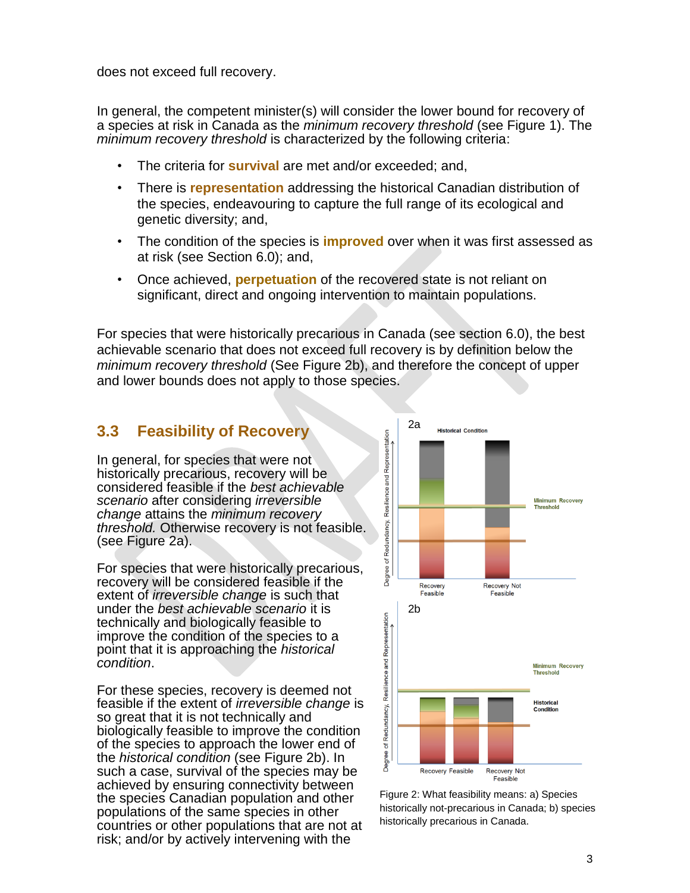does not exceed full recovery.

In general, the competent minister(s) will consider the lower bound for recovery of a species at risk in Canada as the *minimum recovery threshold* (see Figure 1). The *minimum recovery threshold* is characterized by the following criteria:

- The criteria for **survival** are met and/or exceeded; and,
- There is **representation** addressing the historical Canadian distribution of the species, endeavouring to capture the full range of its ecological and genetic diversity; and,
- The condition of the species is **improved** over when it was first assessed as at risk (see Section 6.0); and,
- Once achieved, **perpetuation** of the recovered state is not reliant on significant, direct and ongoing intervention to maintain populations.

For species that were historically precarious in Canada (see section 6.0), the best achievable scenario that does not exceed full recovery is by definition below the *minimum recovery threshold* (See Figure 2b), and therefore the concept of upper and lower bounds does not apply to those species.

## 3.3 Feasibility of Recovery

In general, for species that were not historically precarious, recovery will be considered feasible if the *best achievable scenario* after considering *irreversible change* attains the *minimum recovery threshold.* Otherwise recovery is not feasible. (see Figure 2a).

For species that were historically precarious, recovery will be considered feasible if the extent of *irreversible change* is such that under the *best achievable scenario* it is technically and biologically feasible to improve the condition of the species to a point that it is approaching the *historical condition*.

For these species, recovery is deemed not feasible if the extent of *irreversible change* is so great that it is not technically and biologically feasible to improve the condition of the species to approach the lower end of the *historical condition* (see Figure 2b). In such a case, survival of the species may be achieved by ensuring connectivity between the species Canadian population and other populations of the same species in other countries or other populations that are not at risk; and/or by actively intervening with the

2a

Historical Condition

Minimum Recovery Threshold

Degree of Redundancy, Resilience and Representation

Recovery Feasible

Recovery Not Feasible

2b

Minimum Recovery Threshold

Historical Condition

Degree of Redundancy, Resilience and Representation

Recovery Feasible

Recovery Not Feasible

Figure 2: What feasibility means: a) Species historically not-precarious in Canada; b) species historically precarious in Canada.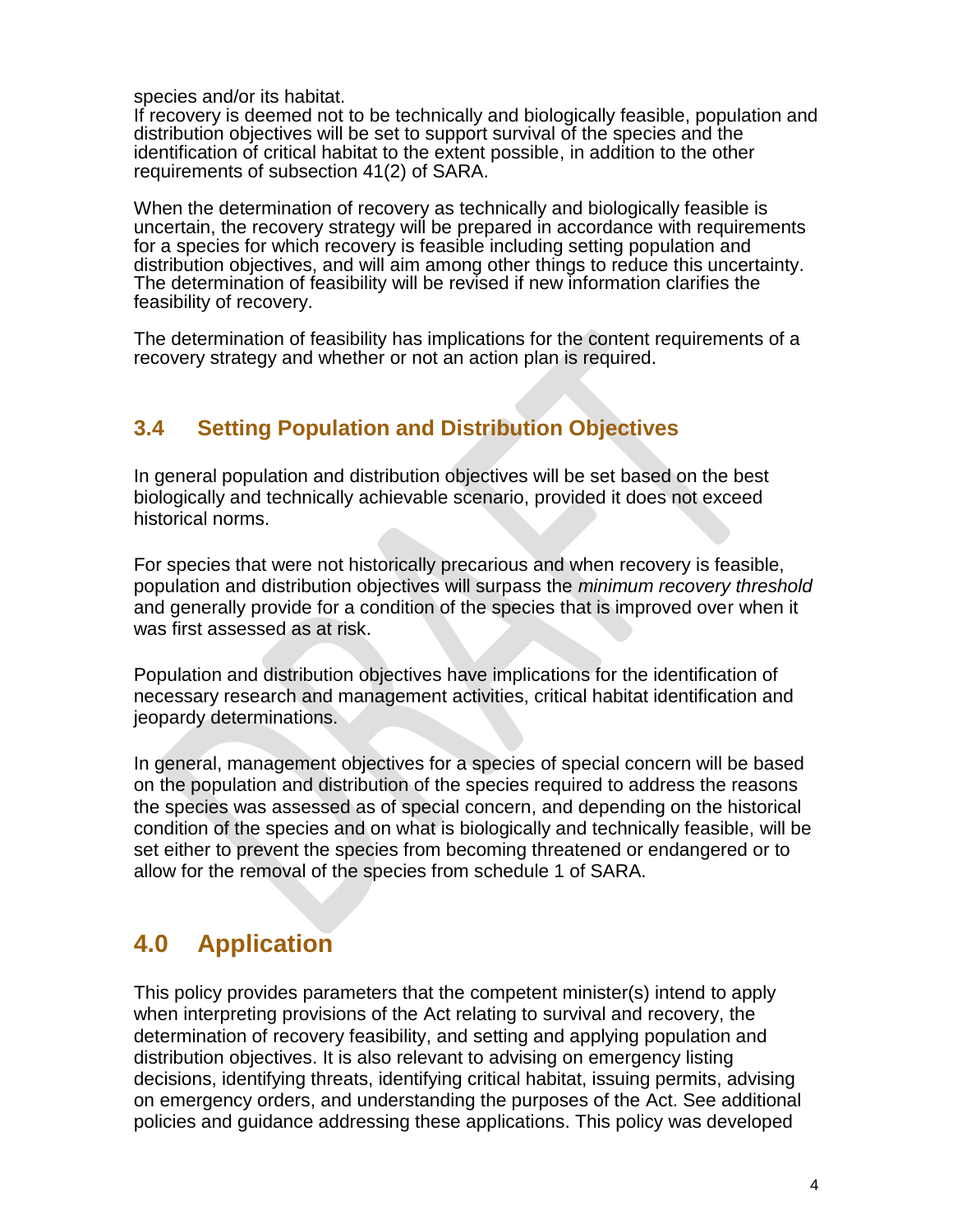species and/or its habitat.
If recovery is deemed not to be technically and biologically feasible, population and distribution objectives will be set to support survival of the species and the identification of critical habitat to the extent possible, in addition to the other requirements of subsection 41(2) of SARA.

When the determination of recovery as technically and biologically feasible is uncertain, the recovery strategy will be prepared in accordance with requirements for a species for which recovery is feasible including setting population and distribution objectives, and will aim among other things to reduce this uncertainty. The determination of feasibility will be revised if new information clarifies the feasibility of recovery.

The determination of feasibility has implications for the content requirements of a recovery strategy and whether or not an action plan is required.

### 3.4 Setting Population and Distribution Objectives

In general population and distribution objectives will be set based on the best biologically and technically achievable scenario, provided it does not exceed historical norms.

For species that were not historically precarious and when recovery is feasible, population and distribution objectives will surpass the *minimum recovery threshold* and generally provide for a condition of the species that is improved over when it was first assessed as at risk.

Population and distribution objectives have implications for the identification of necessary research and management activities, critical habitat identification and jeopardy determinations.

In general, management objectives for a species of special concern will be based on the population and distribution of the species required to address the reasons the species was assessed as of special concern, and depending on the historical condition of the species and on what is biologically and technically feasible, will be set either to prevent the species from becoming threatened or endangered or to allow for the removal of the species from schedule 1 of SARA.

## 4.0 Application

This policy provides parameters that the competent minister(s) intend to apply when interpreting provisions of the Act relating to survival and recovery, the determination of recovery feasibility, and setting and applying population and distribution objectives. It is also relevant to advising on emergency listing decisions, identifying threats, identifying critical habitat, issuing permits, advising on emergency orders, and understanding the purposes of the Act. See additional policies and guidance addressing these applications. This policy was developed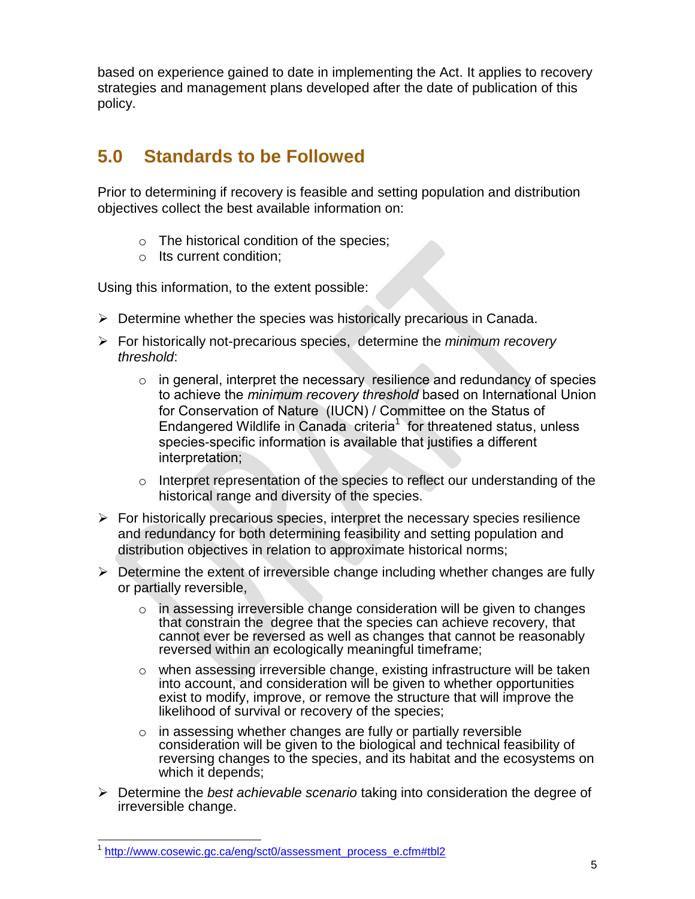based on experience gained to date in implementing the Act. It applies to recovery strategies and management plans developed after the date of publication of this policy.

## 5.0 Standards to be Followed

Prior to determining if recovery is feasible and setting population and distribution objectives collect the best available information on:

- The historical condition of the species;
- Its current condition;

Using this information, to the extent possible:

- Determine whether the species was historically precarious in Canada.
- For historically not-precarious species, determine the *minimum recovery threshold*:
  - in general, interpret the necessary resilience and redundancy of species to achieve the *minimum recovery threshold* based on International Union for Conservation of Nature (IUCN) / Committee on the Status of Endangered Wildlife in Canada criteria[1] for threatened status, unless species-specific information is available that justifies a different interpretation;
  - Interpret representation of the species to reflect our understanding of the historical range and diversity of the species.
- For historically precarious species, interpret the necessary species resilience and redundancy for both determining feasibility and setting population and distribution objectives in relation to approximate historical norms;
- Determine the extent of irreversible change including whether changes are fully or partially reversible,
  - in assessing irreversible change consideration will be given to changes that constrain the degree that the species can achieve recovery, that cannot ever be reversed as well as changes that cannot be reasonably reversed within an ecologically meaningful timeframe;
  - when assessing irreversible change, existing infrastructure will be taken into account, and consideration will be given to whether opportunities exist to modify, improve, or remove the structure that will improve the likelihood of survival or recovery of the species;
  - in assessing whether changes are fully or partially reversible consideration will be given to the biological and technical feasibility of reversing changes to the species, and its habitat and the ecosystems on which it depends;
- Determine the *best achievable scenario* taking into consideration the degree of irreversible change.

[1] http://www.cosewic.gc.ca/eng/sct0/assessment_process_e.cfm#tbl2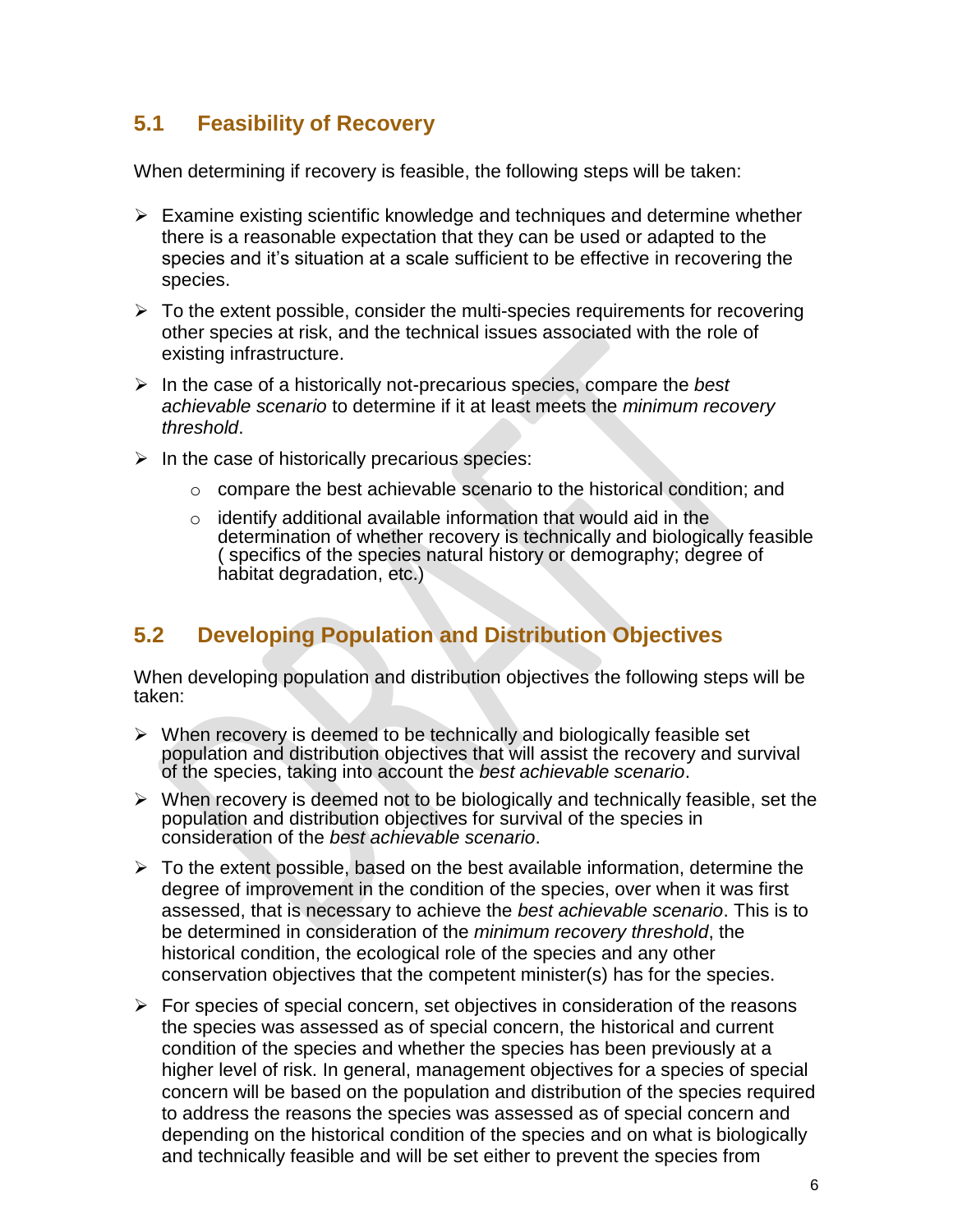## 5.1 Feasibility of Recovery

When determining if recovery is feasible, the following steps will be taken:

- Examine existing scientific knowledge and techniques and determine whether there is a reasonable expectation that they can be used or adapted to the species and it's situation at a scale sufficient to be effective in recovering the species.
- To the extent possible, consider the multi-species requirements for recovering other species at risk, and the technical issues associated with the role of existing infrastructure.
- In the case of a historically not-precarious species, compare the *best achievable scenario* to determine if it at least meets the *minimum recovery threshold*.
- In the case of historically precarious species:
  - compare the best achievable scenario to the historical condition; and
  - identify additional available information that would aid in the determination of whether recovery is technically and biologically feasible ( specifics of the species natural history or demography; degree of habitat degradation, etc.)

## 5.2 Developing Population and Distribution Objectives

When developing population and distribution objectives the following steps will be taken:

- When recovery is deemed to be technically and biologically feasible set population and distribution objectives that will assist the recovery and survival of the species, taking into account the *best achievable scenario*.
- When recovery is deemed not to be biologically and technically feasible, set the population and distribution objectives for survival of the species in consideration of the *best achievable scenario*.
- To the extent possible, based on the best available information, determine the degree of improvement in the condition of the species, over when it was first assessed, that is necessary to achieve the *best achievable scenario*. This is to be determined in consideration of the *minimum recovery threshold*, the historical condition, the ecological role of the species and any other conservation objectives that the competent minister(s) has for the species.
- For species of special concern, set objectives in consideration of the reasons the species was assessed as of special concern, the historical and current condition of the species and whether the species has been previously at a higher level of risk. In general, management objectives for a species of special concern will be based on the population and distribution of the species required to address the reasons the species was assessed as of special concern and depending on the historical condition of the species and on what is biologically and technically feasible and will be set either to prevent the species from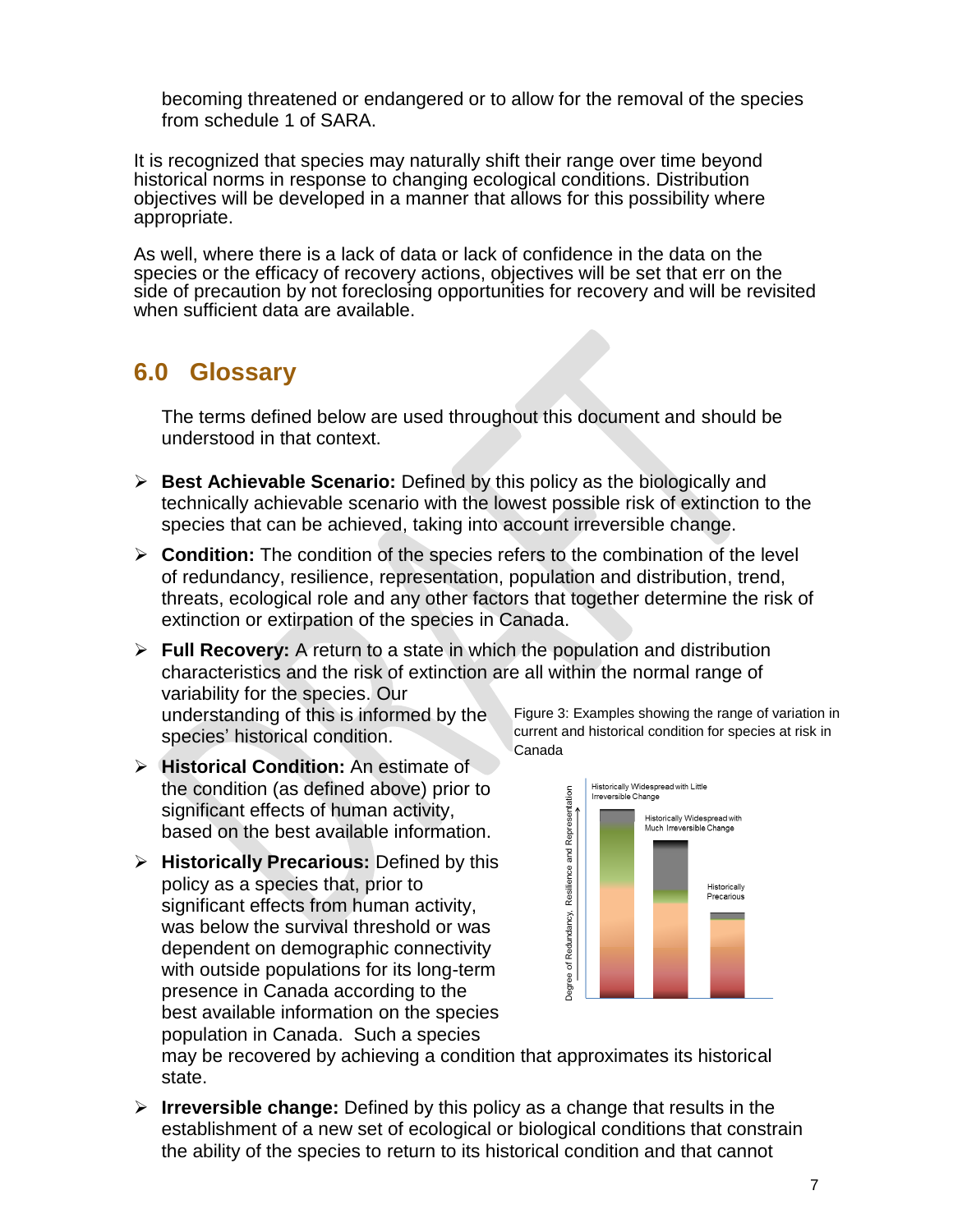becoming threatened or endangered or to allow for the removal of the species from schedule 1 of SARA.

It is recognized that species may naturally shift their range over time beyond historical norms in response to changing ecological conditions. Distribution objectives will be developed in a manner that allows for this possibility where appropriate.

As well, where there is a lack of data or lack of confidence in the data on the species or the efficacy of recovery actions, objectives will be set that err on the side of precaution by not foreclosing opportunities for recovery and will be revisited when sufficient data are available.

## 6.0 Glossary

The terms defined below are used throughout this document and should be understood in that context.

- **Best Achievable Scenario:** Defined by this policy as the biologically and technically achievable scenario with the lowest possible risk of extinction to the species that can be achieved, taking into account irreversible change.
- **Condition:** The condition of the species refers to the combination of the level of redundancy, resilience, representation, population and distribution, trend, threats, ecological role and any other factors that together determine the risk of extinction or extirpation of the species in Canada.
- **Full Recovery:** A return to a state in which the population and distribution characteristics and the risk of extinction are all within the normal range of variability for the species. Our understanding of this is informed by the species' historical condition.
- **Historical Condition:** An estimate of the condition (as defined above) prior to significant effects of human activity, based on the best available information.
- **Historically Precarious:** Defined by this policy as a species that, prior to significant effects from human activity, was below the survival threshold or was dependent on demographic connectivity with outside populations for its long-term presence in Canada according to the best available information on the species population in Canada. Such a species may be recovered by achieving a condition that approximates its historical state.
- **Irreversible change:** Defined by this policy as a change that results in the establishment of a new set of ecological or biological conditions that constrain the ability of the species to return to its historical condition and that cannot

Figure 3: Examples showing the range of variation in current and historical condition for species at risk in Canada

Degree of Redundancy, Resilience and Representation

Historically Widespread with Little Irreversible Change

Historically Widespread with Much Irreversible Change

Historically Precarious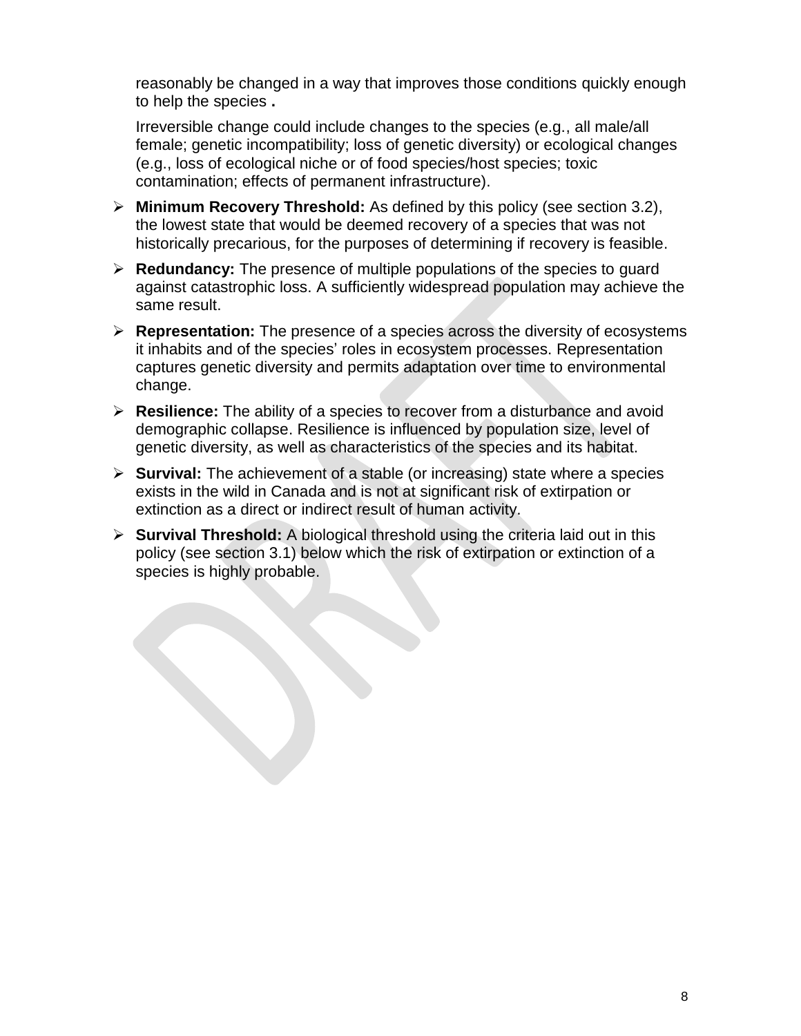reasonably be changed in a way that improves those conditions quickly enough to help the species **.**

Irreversible change could include changes to the species (e.g., all male/all female; genetic incompatibility; loss of genetic diversity) or ecological changes (e.g., loss of ecological niche or of food species/host species; toxic contamination; effects of permanent infrastructure).

- **Minimum Recovery Threshold:** As defined by this policy (see section 3.2), the lowest state that would be deemed recovery of a species that was not historically precarious, for the purposes of determining if recovery is feasible.
- **Redundancy:** The presence of multiple populations of the species to guard against catastrophic loss. A sufficiently widespread population may achieve the same result.
- **Representation:** The presence of a species across the diversity of ecosystems it inhabits and of the species' roles in ecosystem processes. Representation captures genetic diversity and permits adaptation over time to environmental change.
- **Resilience:** The ability of a species to recover from a disturbance and avoid demographic collapse. Resilience is influenced by population size, level of genetic diversity, as well as characteristics of the species and its habitat.
- **Survival:** The achievement of a stable (or increasing) state where a species exists in the wild in Canada and is not at significant risk of extirpation or extinction as a direct or indirect result of human activity.
- **Survival Threshold:** A biological threshold using the criteria laid out in this policy (see section 3.1) below which the risk of extirpation or extinction of a species is highly probable.